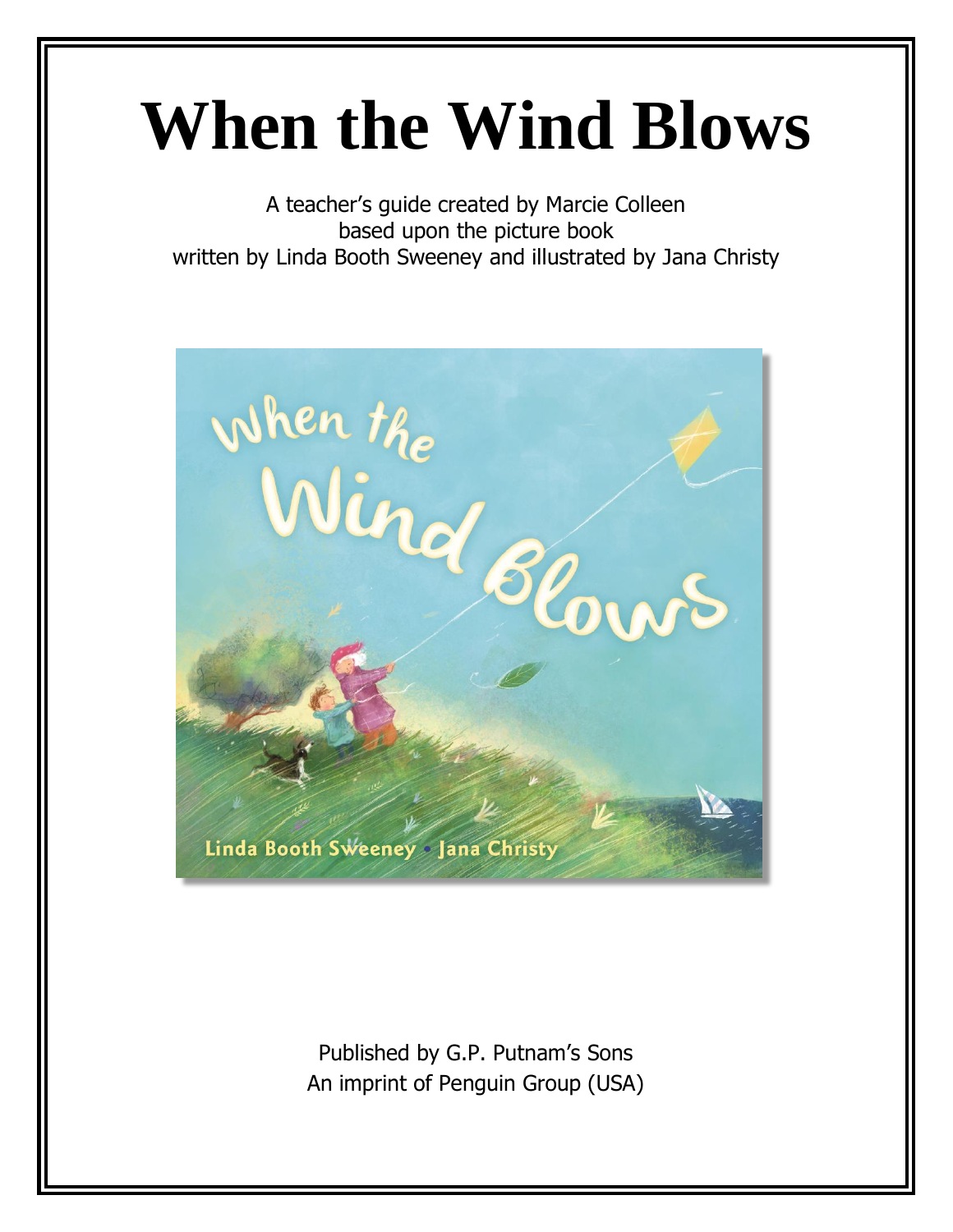# When the Wind Blows

A teacher's guide created by Marcie Colleen
based upon the picture book
written by Linda Booth Sweeney and illustrated by Jana Christy

Published by G.P. Putnam's Sons
An imprint of Penguin Group (USA)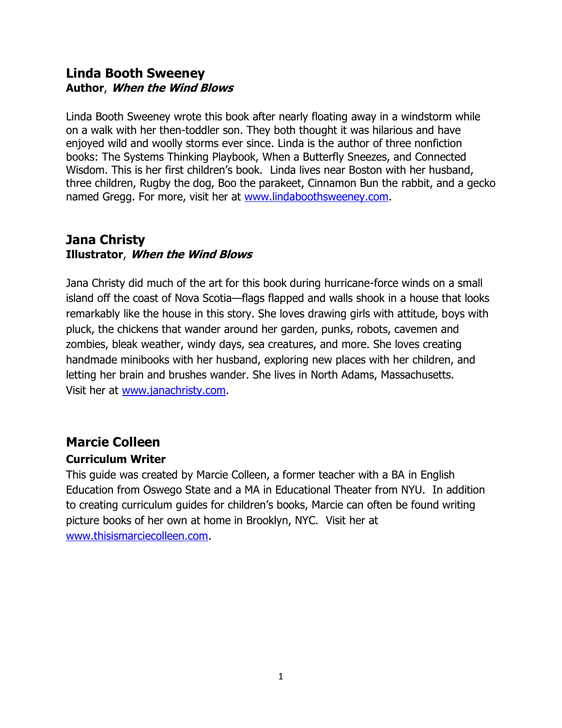## Linda Booth Sweeney
**Author**, ***When the Wind Blows***

Linda Booth Sweeney wrote this book after nearly floating away in a windstorm while on a walk with her then-toddler son. They both thought it was hilarious and have enjoyed wild and woolly storms ever since. Linda is the author of three nonfiction books: The Systems Thinking Playbook, When a Butterfly Sneezes, and Connected Wisdom. This is her first children's book. Linda lives near Boston with her husband, three children, Rugby the dog, Boo the parakeet, Cinnamon Bun the rabbit, and a gecko named Gregg. For more, visit her at [www.lindaboothsweeney.com](http://www.lindaboothsweeney.com).

## Jana Christy
**Illustrator**, ***When the Wind Blows***

Jana Christy did much of the art for this book during hurricane-force winds on a small island off the coast of Nova Scotia—flags flapped and walls shook in a house that looks remarkably like the house in this story. She loves drawing girls with attitude, boys with pluck, the chickens that wander around her garden, punks, robots, cavemen and zombies, bleak weather, windy days, sea creatures, and more. She loves creating handmade minibooks with her husband, exploring new places with her children, and letting her brain and brushes wander. She lives in North Adams, Massachusetts. Visit her at [www.janachristy.com](http://www.janachristy.com).

## Marcie Colleen
**Curriculum Writer**

This guide was created by Marcie Colleen, a former teacher with a BA in English Education from Oswego State and a MA in Educational Theater from NYU. In addition to creating curriculum guides for children's books, Marcie can often be found writing picture books of her own at home in Brooklyn, NYC. Visit her at [www.thisismarciecolleen.com](http://www.thisismarciecolleen.com).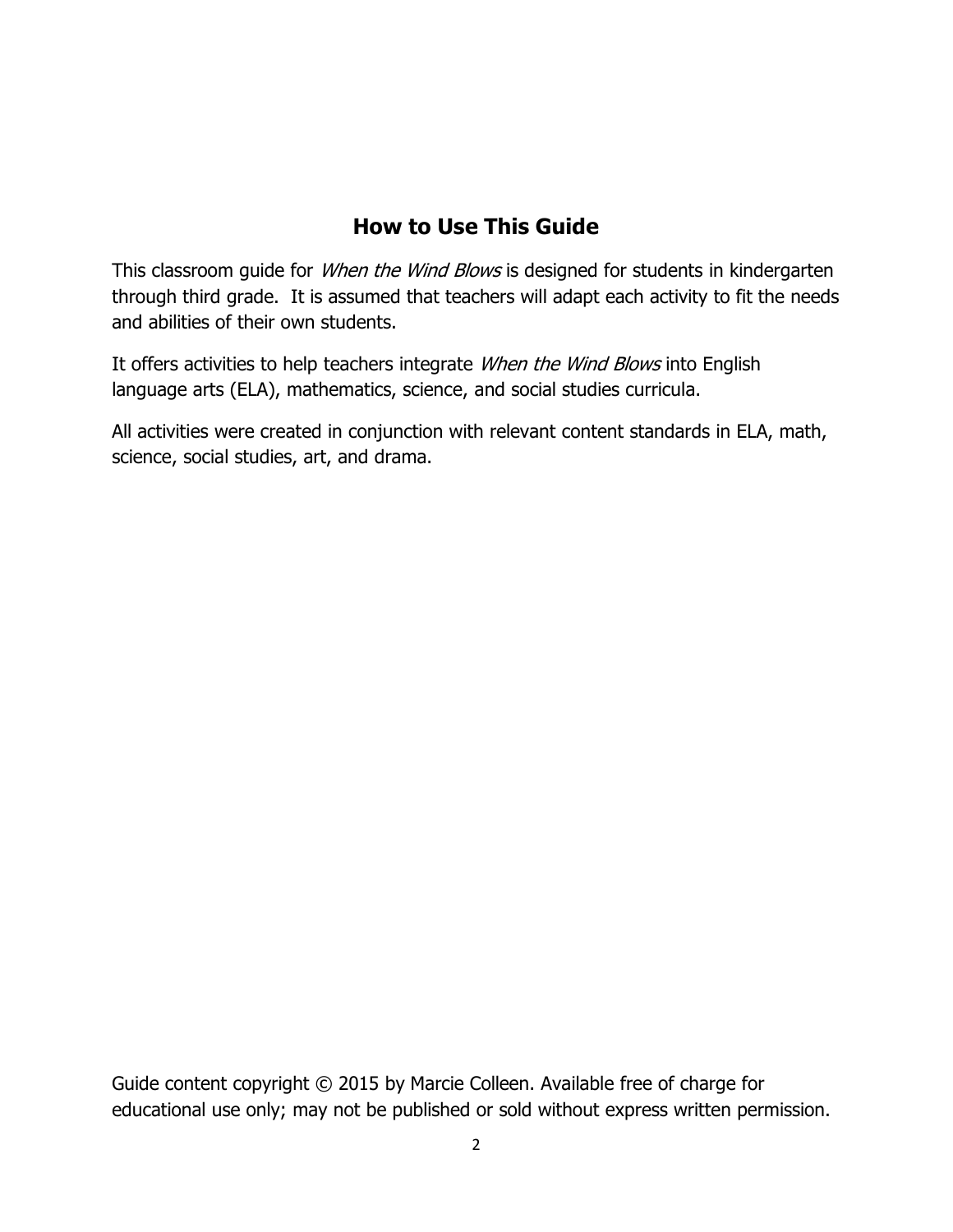## How to Use This Guide

This classroom guide for *When the Wind Blows* is designed for students in kindergarten through third grade. It is assumed that teachers will adapt each activity to fit the needs and abilities of their own students.

It offers activities to help teachers integrate *When the Wind Blows* into English language arts (ELA), mathematics, science, and social studies curricula.

All activities were created in conjunction with relevant content standards in ELA, math, science, social studies, art, and drama.

Guide content copyright © 2015 by Marcie Colleen. Available free of charge for educational use only; may not be published or sold without express written permission.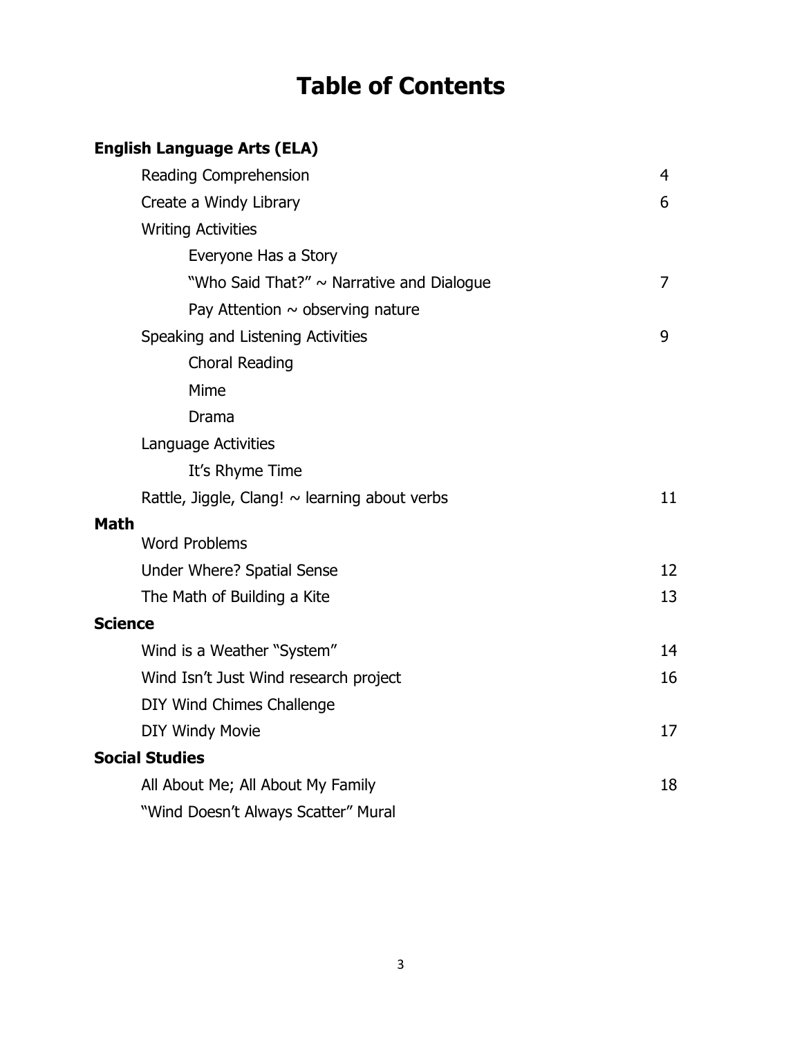# Table of Contents

| | |
|---|---|
| **English Language Arts (ELA)** | |
| Reading Comprehension | 4 |
| Create a Windy Library | 6 |
| Writing Activities | |
| Everyone Has a Story | |
| "Who Said That?" ~ Narrative and Dialogue | 7 |
| Pay Attention ~ observing nature | |
| Speaking and Listening Activities | 9 |
| Choral Reading | |
| Mime | |
| Drama | |
| Language Activities | |
| It's Rhyme Time | |
| Rattle, Jiggle, Clang! ~ learning about verbs | 11 |
| **Math** | |
| Word Problems | |
| Under Where? Spatial Sense | 12 |
| The Math of Building a Kite | 13 |
| **Science** | |
| Wind is a Weather "System" | 14 |
| Wind Isn't Just Wind research project | 16 |
| DIY Wind Chimes Challenge | |
| DIY Windy Movie | 17 |
| **Social Studies** | |
| All About Me; All About My Family | 18 |
| "Wind Doesn't Always Scatter" Mural | |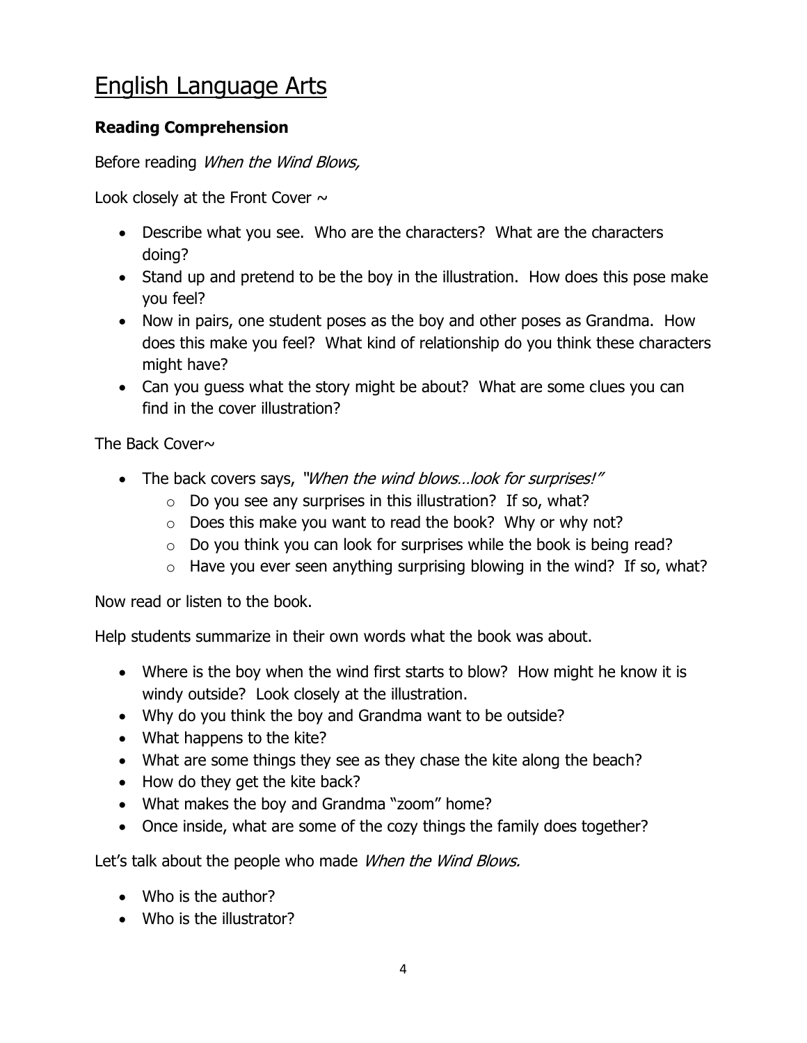# English Language Arts

**Reading Comprehension**

Before reading *When the Wind Blows,*

Look closely at the Front Cover ~

- Describe what you see. Who are the characters? What are the characters doing?
- Stand up and pretend to be the boy in the illustration. How does this pose make you feel?
- Now in pairs, one student poses as the boy and other poses as Grandma. How does this make you feel? What kind of relationship do you think these characters might have?
- Can you guess what the story might be about? What are some clues you can find in the cover illustration?

The Back Cover~

- The back covers says, *"When the wind blows…look for surprises!"*
    - Do you see any surprises in this illustration? If so, what?
    - Does this make you want to read the book? Why or why not?
    - Do you think you can look for surprises while the book is being read?
    - Have you ever seen anything surprising blowing in the wind? If so, what?

Now read or listen to the book.

Help students summarize in their own words what the book was about.

- Where is the boy when the wind first starts to blow? How might he know it is windy outside? Look closely at the illustration.
- Why do you think the boy and Grandma want to be outside?
- What happens to the kite?
- What are some things they see as they chase the kite along the beach?
- How do they get the kite back?
- What makes the boy and Grandma "zoom" home?
- Once inside, what are some of the cozy things the family does together?

Let's talk about the people who made *When the Wind Blows.*

- Who is the author?
- Who is the illustrator?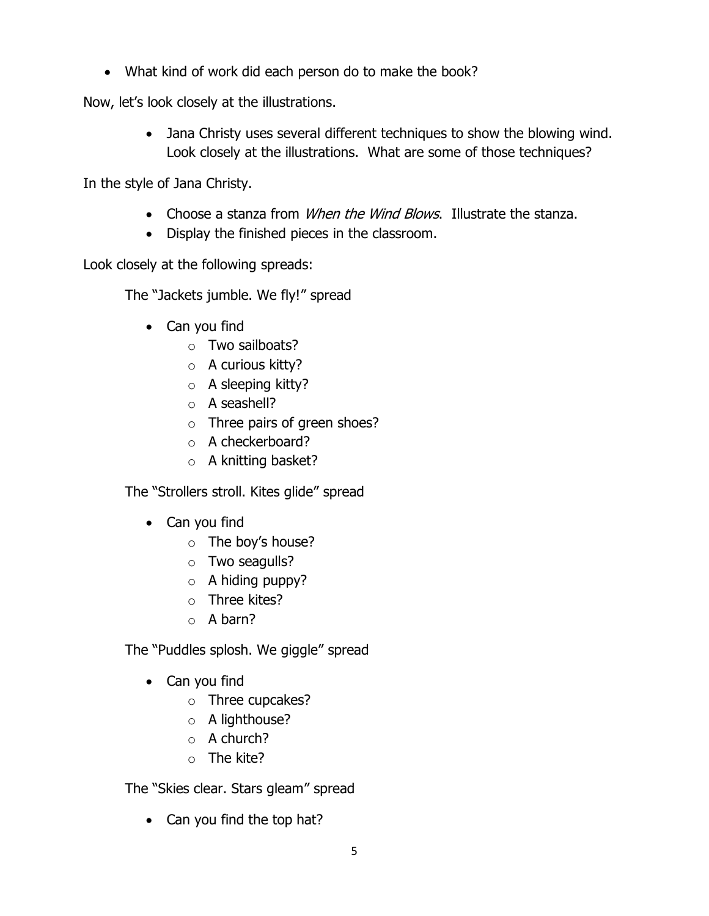- What kind of work did each person do to make the book?

Now, let's look closely at the illustrations.

- Jana Christy uses several different techniques to show the blowing wind. Look closely at the illustrations. What are some of those techniques?

In the style of Jana Christy.

- Choose a stanza from *When the Wind Blows*. Illustrate the stanza.
- Display the finished pieces in the classroom.

Look closely at the following spreads:

The "Jackets jumble. We fly!" spread

- Can you find
  - Two sailboats?
  - A curious kitty?
  - A sleeping kitty?
  - A seashell?
  - Three pairs of green shoes?
  - A checkerboard?
  - A knitting basket?

The "Strollers stroll. Kites glide" spread

- Can you find
  - The boy's house?
  - Two seagulls?
  - A hiding puppy?
  - Three kites?
  - A barn?

The "Puddles splosh. We giggle" spread

- Can you find
  - Three cupcakes?
  - A lighthouse?
  - A church?
  - The kite?

The "Skies clear. Stars gleam" spread

- Can you find the top hat?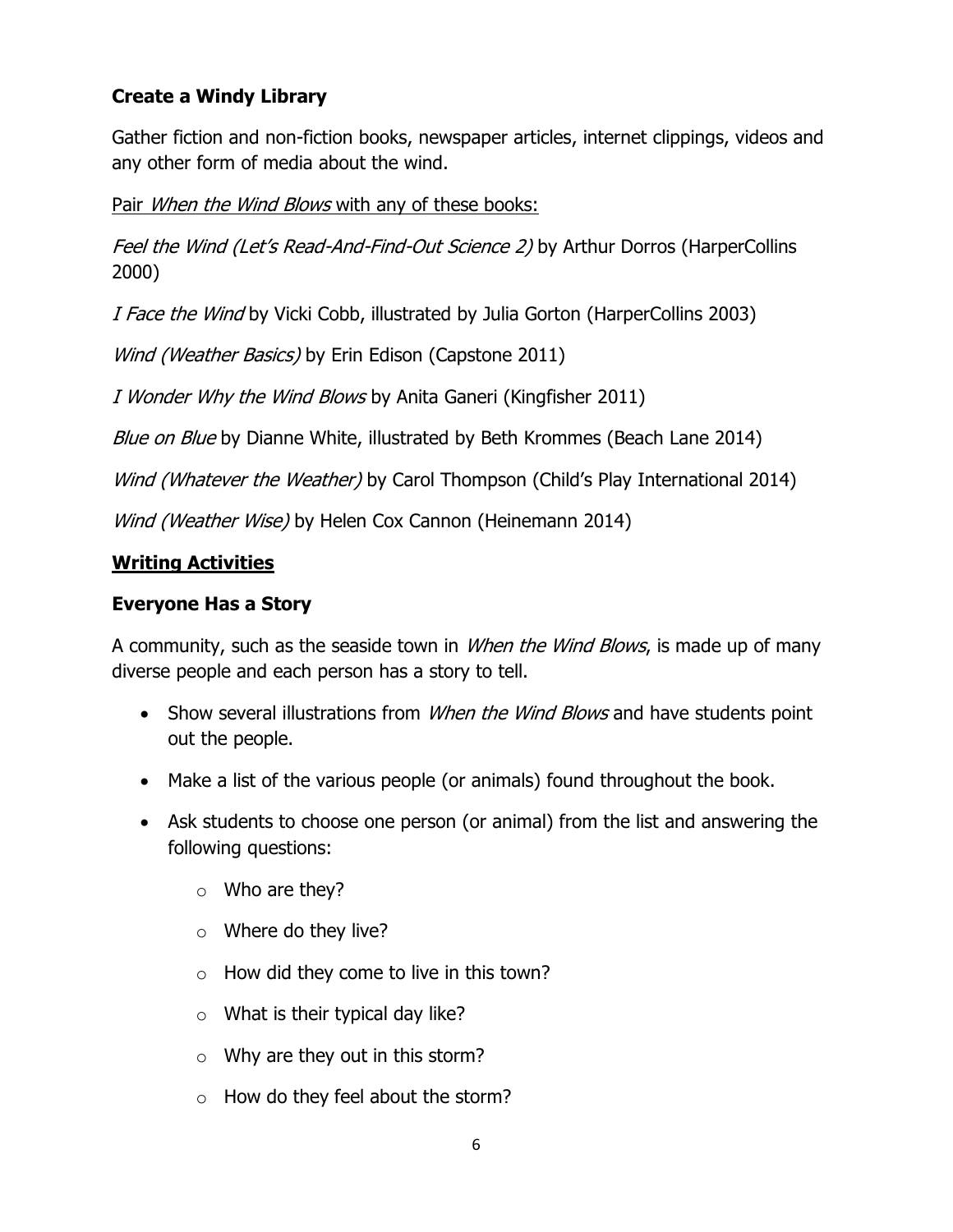### **Create a Windy Library**

Gather fiction and non-fiction books, newspaper articles, internet clippings, videos and any other form of media about the wind.

Pair *When the Wind Blows* with any of these books:

*Feel the Wind (Let's Read-And-Find-Out Science 2)* by Arthur Dorros (HarperCollins 2000)

*I Face the Wind* by Vicki Cobb, illustrated by Julia Gorton (HarperCollins 2003)

*Wind (Weather Basics)* by Erin Edison (Capstone 2011)

*I Wonder Why the Wind Blows* by Anita Ganeri (Kingfisher 2011)

*Blue on Blue* by Dianne White, illustrated by Beth Krommes (Beach Lane 2014)

*Wind (Whatever the Weather)* by Carol Thompson (Child's Play International 2014)

*Wind (Weather Wise)* by Helen Cox Cannon (Heinemann 2014)

## **Writing Activities**

### **Everyone Has a Story**

A community, such as the seaside town in *When the Wind Blows*, is made up of many diverse people and each person has a story to tell.

- Show several illustrations from *When the Wind Blows* and have students point out the people.
- Make a list of the various people (or animals) found throughout the book.
- Ask students to choose one person (or animal) from the list and answering the following questions:
  - Who are they?
  - Where do they live?
  - How did they come to live in this town?
  - What is their typical day like?
  - Why are they out in this storm?
  - How do they feel about the storm?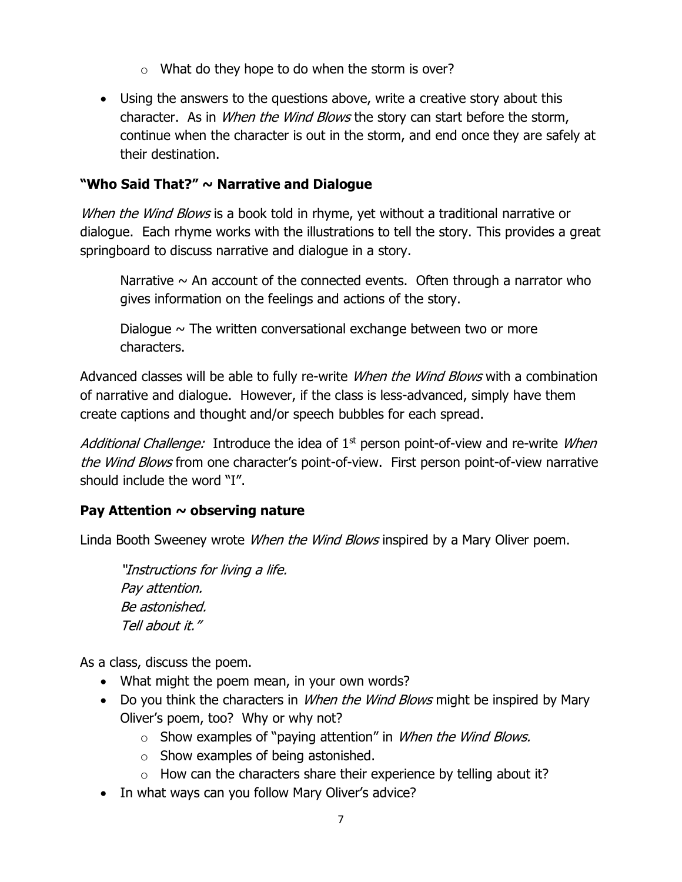- What do they hope to do when the storm is over?

- Using the answers to the questions above, write a creative story about this character. As in *When the Wind Blows* the story can start before the storm, continue when the character is out in the storm, and end once they are safely at their destination.

### "Who Said That?" ~ Narrative and Dialogue

*When the Wind Blows* is a book told in rhyme, yet without a traditional narrative or dialogue. Each rhyme works with the illustrations to tell the story. This provides a great springboard to discuss narrative and dialogue in a story.

> Narrative ~ An account of the connected events. Often through a narrator who gives information on the feelings and actions of the story.
>
> Dialogue ~ The written conversational exchange between two or more characters.

Advanced classes will be able to fully re-write *When the Wind Blows* with a combination of narrative and dialogue. However, if the class is less-advanced, simply have them create captions and thought and/or speech bubbles for each spread.

*Additional Challenge:* Introduce the idea of 1st person point-of-view and re-write *When the Wind Blows* from one character's point-of-view. First person point-of-view narrative should include the word "I".

### Pay Attention ~ observing nature

Linda Booth Sweeney wrote *When the Wind Blows* inspired by a Mary Oliver poem.

> *"Instructions for living a life.*
> *Pay attention.*
> *Be astonished.*
> *Tell about it."*

As a class, discuss the poem.

- What might the poem mean, in your own words?
- Do you think the characters in *When the Wind Blows* might be inspired by Mary Oliver's poem, too? Why or why not?
  - Show examples of "paying attention" in *When the Wind Blows.*
  - Show examples of being astonished.
  - How can the characters share their experience by telling about it?
- In what ways can you follow Mary Oliver's advice?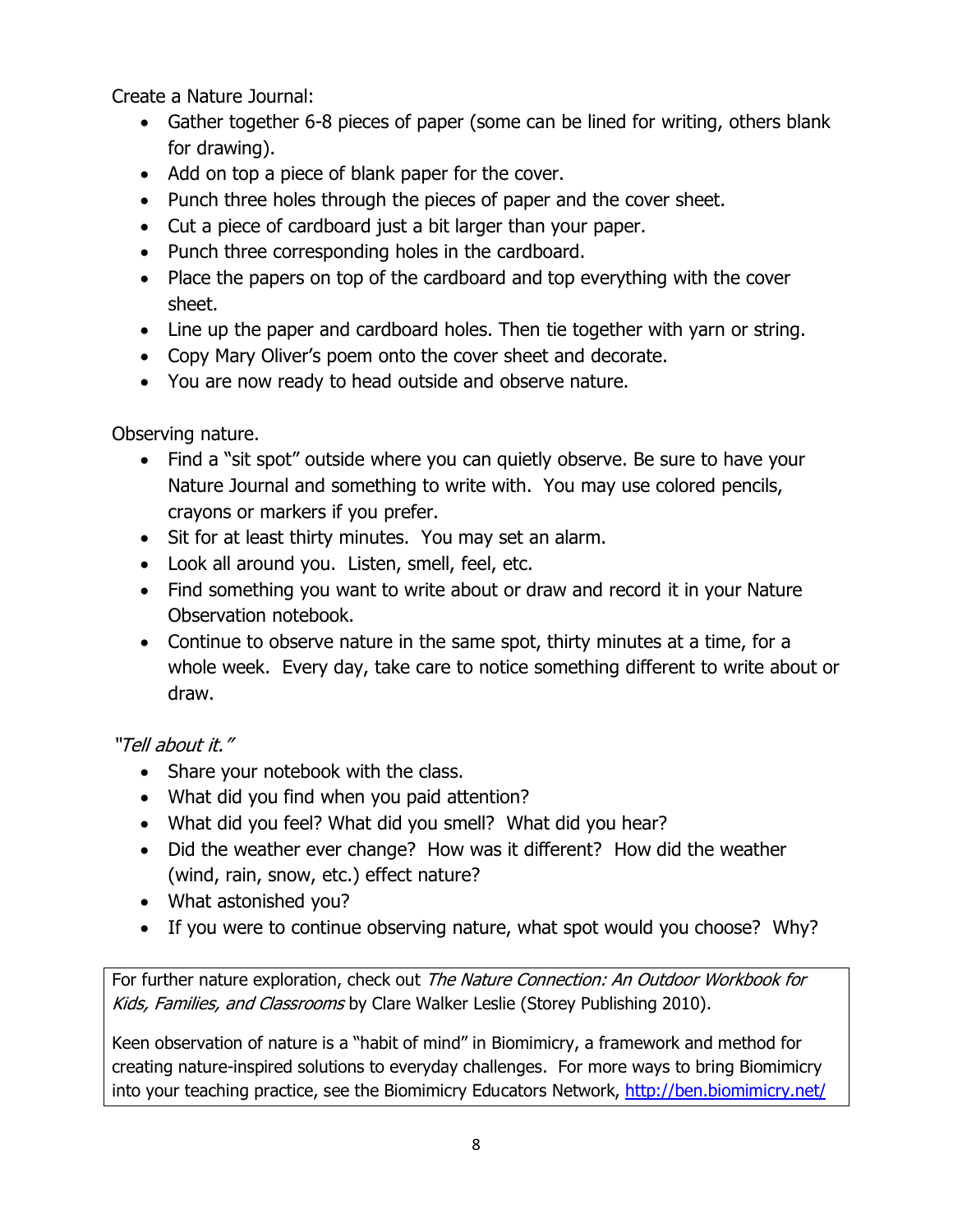Create a Nature Journal:

- Gather together 6-8 pieces of paper (some can be lined for writing, others blank for drawing).
- Add on top a piece of blank paper for the cover.
- Punch three holes through the pieces of paper and the cover sheet.
- Cut a piece of cardboard just a bit larger than your paper.
- Punch three corresponding holes in the cardboard.
- Place the papers on top of the cardboard and top everything with the cover sheet.
- Line up the paper and cardboard holes. Then tie together with yarn or string.
- Copy Mary Oliver's poem onto the cover sheet and decorate.
- You are now ready to head outside and observe nature.

Observing nature.

- Find a "sit spot" outside where you can quietly observe. Be sure to have your Nature Journal and something to write with. You may use colored pencils, crayons or markers if you prefer.
- Sit for at least thirty minutes. You may set an alarm.
- Look all around you. Listen, smell, feel, etc.
- Find something you want to write about or draw and record it in your Nature Observation notebook.
- Continue to observe nature in the same spot, thirty minutes at a time, for a whole week. Every day, take care to notice something different to write about or draw.

*"Tell about it."*

- Share your notebook with the class.
- What did you find when you paid attention?
- What did you feel? What did you smell? What did you hear?
- Did the weather ever change? How was it different? How did the weather (wind, rain, snow, etc.) effect nature?
- What astonished you?
- If you were to continue observing nature, what spot would you choose? Why?

For further nature exploration, check out *The Nature Connection: An Outdoor Workbook for Kids, Families, and Classrooms* by Clare Walker Leslie (Storey Publishing 2010).

Keen observation of nature is a "habit of mind" in Biomimicry, a framework and method for creating nature-inspired solutions to everyday challenges. For more ways to bring Biomimicry into your teaching practice, see the Biomimicry Educators Network, http://ben.biomimicry.net/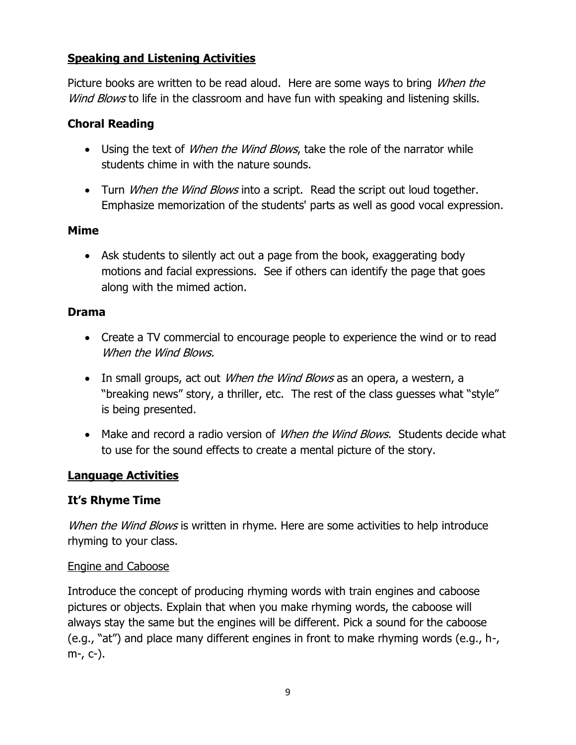## Speaking and Listening Activities

Picture books are written to be read aloud. Here are some ways to bring *When the Wind Blows* to life in the classroom and have fun with speaking and listening skills.

### Choral Reading

- Using the text of *When the Wind Blows*, take the role of the narrator while students chime in with the nature sounds.
- Turn *When the Wind Blows* into a script. Read the script out loud together. Emphasize memorization of the students' parts as well as good vocal expression.

### Mime

- Ask students to silently act out a page from the book, exaggerating body motions and facial expressions. See if others can identify the page that goes along with the mimed action.

### Drama

- Create a TV commercial to encourage people to experience the wind or to read *When the Wind Blows.*
- In small groups, act out *When the Wind Blows* as an opera, a western, a "breaking news" story, a thriller, etc. The rest of the class guesses what "style" is being presented.
- Make and record a radio version of *When the Wind Blows.* Students decide what to use for the sound effects to create a mental picture of the story.

## Language Activities

### It's Rhyme Time

*When the Wind Blows* is written in rhyme. Here are some activities to help introduce rhyming to your class.

Engine and Caboose

Introduce the concept of producing rhyming words with train engines and caboose pictures or objects. Explain that when you make rhyming words, the caboose will always stay the same but the engines will be different. Pick a sound for the caboose (e.g., "at") and place many different engines in front to make rhyming words (e.g., h-, m-, c-).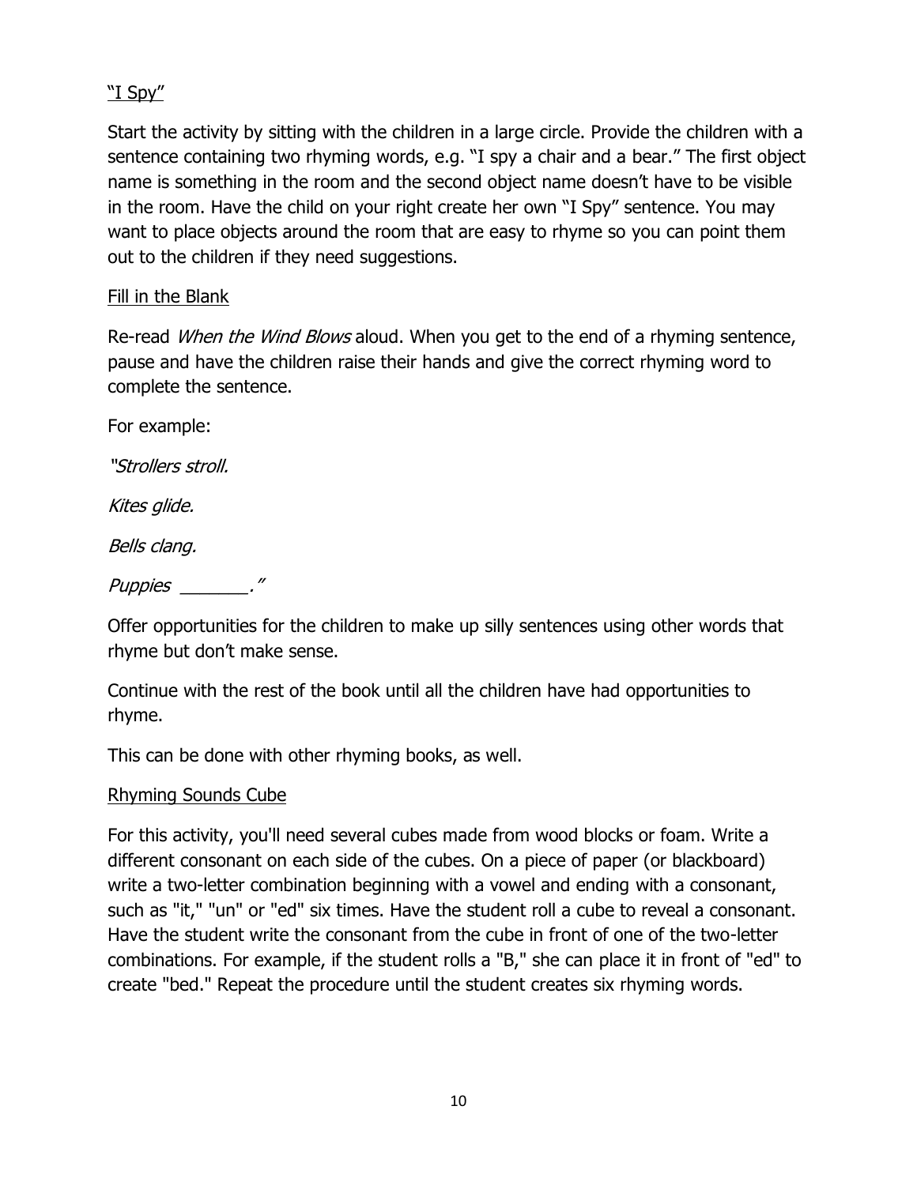“I Spy”

Start the activity by sitting with the children in a large circle. Provide the children with a sentence containing two rhyming words, e.g. “I spy a chair and a bear.” The first object name is something in the room and the second object name doesn’t have to be visible in the room. Have the child on your right create her own “I Spy” sentence. You may want to place objects around the room that are easy to rhyme so you can point them out to the children if they need suggestions.

Fill in the Blank

Re-read *When the Wind Blows* aloud. When you get to the end of a rhyming sentence, pause and have the children raise their hands and give the correct rhyming word to complete the sentence.

For example:

*"Strollers stroll.*

*Kites glide.*

*Bells clang.*

*Puppies _______."*

Offer opportunities for the children to make up silly sentences using other words that rhyme but don’t make sense.

Continue with the rest of the book until all the children have had opportunities to rhyme.

This can be done with other rhyming books, as well.

Rhyming Sounds Cube

For this activity, you'll need several cubes made from wood blocks or foam. Write a different consonant on each side of the cubes. On a piece of paper (or blackboard) write a two-letter combination beginning with a vowel and ending with a consonant, such as "it," "un" or "ed" six times. Have the student roll a cube to reveal a consonant. Have the student write the consonant from the cube in front of one of the two-letter combinations. For example, if the student rolls a "B," she can place it in front of "ed" to create "bed." Repeat the procedure until the student creates six rhyming words.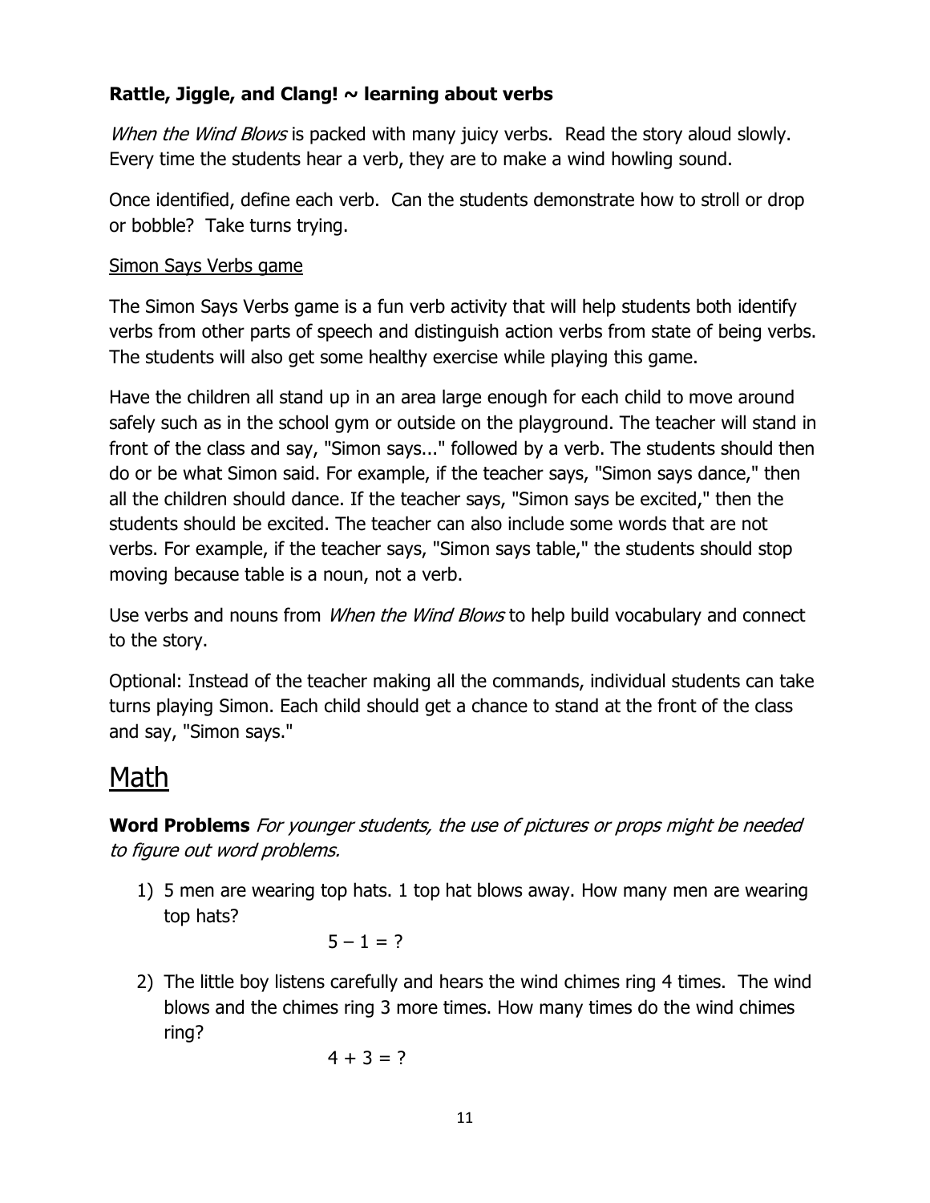**Rattle, Jiggle, and Clang! ~ learning about verbs**

*When the Wind Blows* is packed with many juicy verbs. Read the story aloud slowly. Every time the students hear a verb, they are to make a wind howling sound.

Once identified, define each verb. Can the students demonstrate how to stroll or drop or bobble? Take turns trying.

Simon Says Verbs game

The Simon Says Verbs game is a fun verb activity that will help students both identify verbs from other parts of speech and distinguish action verbs from state of being verbs. The students will also get some healthy exercise while playing this game.

Have the children all stand up in an area large enough for each child to move around safely such as in the school gym or outside on the playground. The teacher will stand in front of the class and say, "Simon says..." followed by a verb. The students should then do or be what Simon said. For example, if the teacher says, "Simon says dance," then all the children should dance. If the teacher says, "Simon says be excited," then the students should be excited. The teacher can also include some words that are not verbs. For example, if the teacher says, "Simon says table," the students should stop moving because table is a noun, not a verb.

Use verbs and nouns from *When the Wind Blows* to help build vocabulary and connect to the story.

Optional: Instead of the teacher making all the commands, individual students can take turns playing Simon. Each child should get a chance to stand at the front of the class and say, "Simon says."

# Math

**Word Problems** *For younger students, the use of pictures or props might be needed to figure out word problems.*

1) 5 men are wearing top hats. 1 top hat blows away. How many men are wearing top hats?

   $5 - 1 = ?$

2) The little boy listens carefully and hears the wind chimes ring 4 times. The wind blows and the chimes ring 3 more times. How many times do the wind chimes ring?

   $4 + 3 = ?$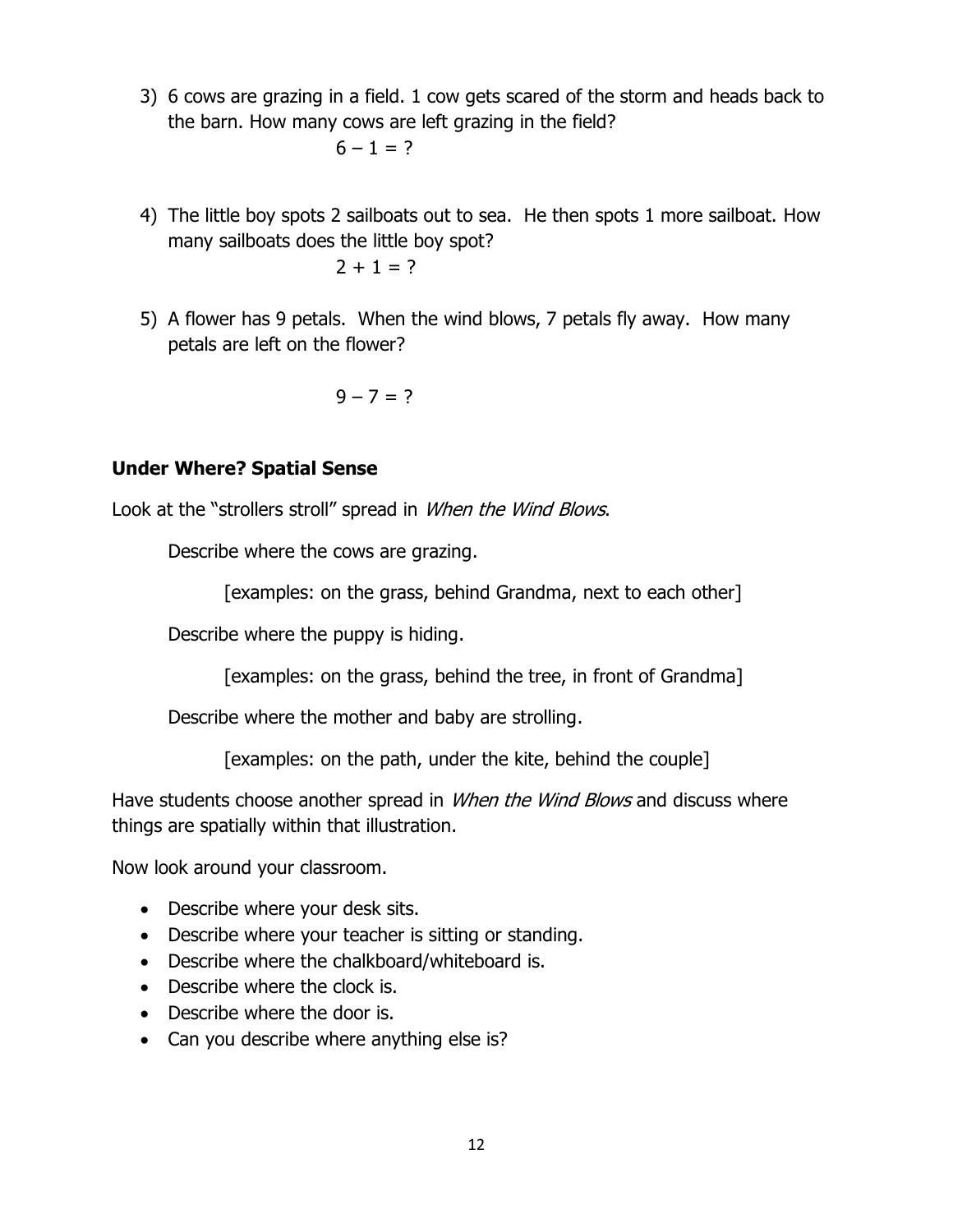3) 6 cows are grazing in a field. 1 cow gets scared of the storm and heads back to the barn. How many cows are left grazing in the field?

   $6 - 1 = ?$

4) The little boy spots 2 sailboats out to sea. He then spots 1 more sailboat. How many sailboats does the little boy spot?

   $2 + 1 = ?$

5) A flower has 9 petals. When the wind blows, 7 petals fly away. How many petals are left on the flower?

   $9 - 7 = ?$

**Under Where? Spatial Sense**

Look at the "strollers stroll" spread in *When the Wind Blows*.

Describe where the cows are grazing.

[examples: on the grass, behind Grandma, next to each other]

Describe where the puppy is hiding.

[examples: on the grass, behind the tree, in front of Grandma]

Describe where the mother and baby are strolling.

[examples: on the path, under the kite, behind the couple]

Have students choose another spread in *When the Wind Blows* and discuss where things are spatially within that illustration.

Now look around your classroom.

- Describe where your desk sits.
- Describe where your teacher is sitting or standing.
- Describe where the chalkboard/whiteboard is.
- Describe where the clock is.
- Describe where the door is.
- Can you describe where anything else is?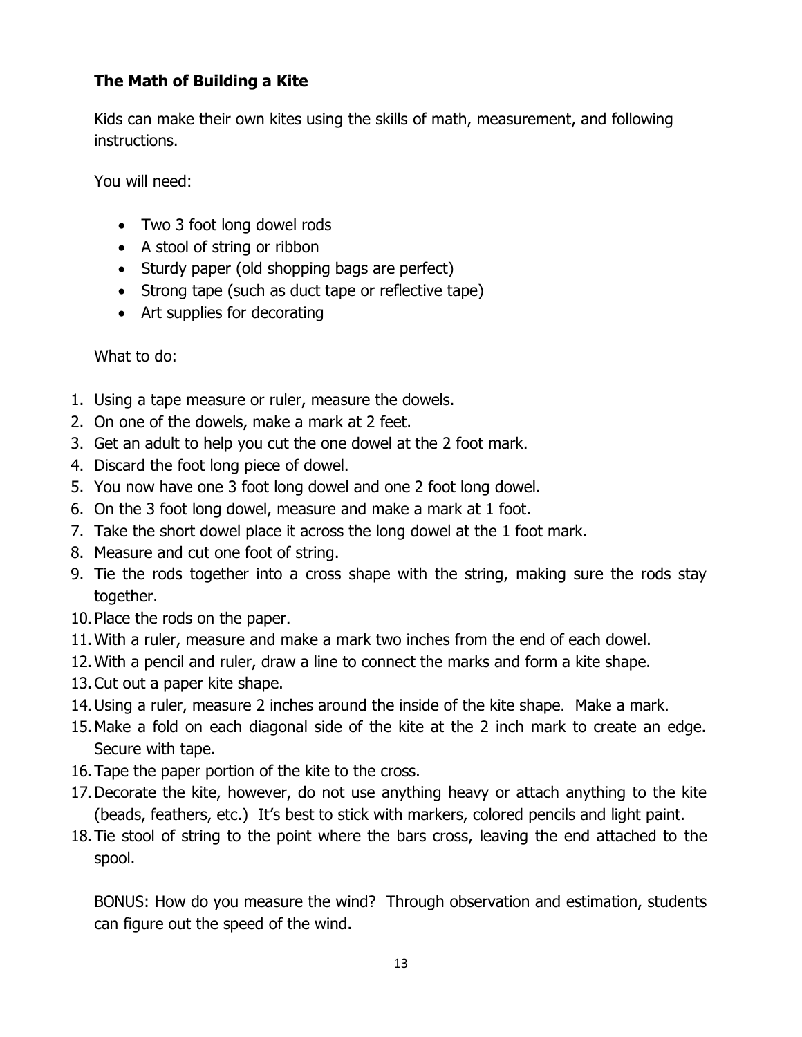### The Math of Building a Kite

Kids can make their own kites using the skills of math, measurement, and following instructions.

You will need:

- Two 3 foot long dowel rods
- A stool of string or ribbon
- Sturdy paper (old shopping bags are perfect)
- Strong tape (such as duct tape or reflective tape)
- Art supplies for decorating

What to do:

1. Using a tape measure or ruler, measure the dowels.
2. On one of the dowels, make a mark at 2 feet.
3. Get an adult to help you cut the one dowel at the 2 foot mark.
4. Discard the foot long piece of dowel.
5. You now have one 3 foot long dowel and one 2 foot long dowel.
6. On the 3 foot long dowel, measure and make a mark at 1 foot.
7. Take the short dowel place it across the long dowel at the 1 foot mark.
8. Measure and cut one foot of string.
9. Tie the rods together into a cross shape with the string, making sure the rods stay together.
10. Place the rods on the paper.
11. With a ruler, measure and make a mark two inches from the end of each dowel.
12. With a pencil and ruler, draw a line to connect the marks and form a kite shape.
13. Cut out a paper kite shape.
14. Using a ruler, measure 2 inches around the inside of the kite shape. Make a mark.
15. Make a fold on each diagonal side of the kite at the 2 inch mark to create an edge. Secure with tape.
16. Tape the paper portion of the kite to the cross.
17. Decorate the kite, however, do not use anything heavy or attach anything to the kite (beads, feathers, etc.) It's best to stick with markers, colored pencils and light paint.
18. Tie stool of string to the point where the bars cross, leaving the end attached to the spool.

BONUS: How do you measure the wind? Through observation and estimation, students can figure out the speed of the wind.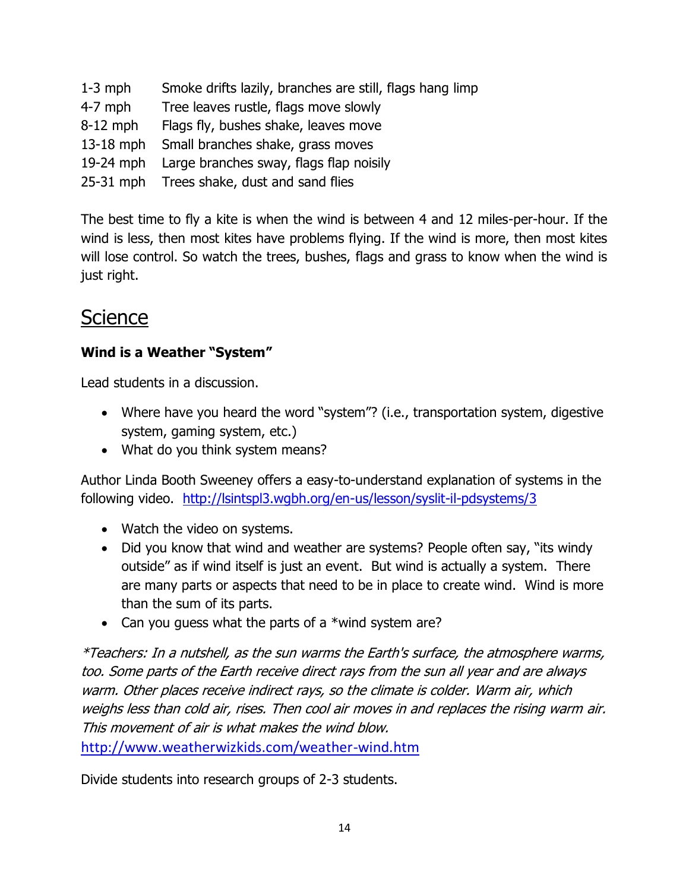| | |
|---|---|
| 1-3 mph | Smoke drifts lazily, branches are still, flags hang limp |
| 4-7 mph | Tree leaves rustle, flags move slowly |
| 8-12 mph | Flags fly, bushes shake, leaves move |
| 13-18 mph | Small branches shake, grass moves |
| 19-24 mph | Large branches sway, flags flap noisily |
| 25-31 mph | Trees shake, dust and sand flies |

The best time to fly a kite is when the wind is between 4 and 12 miles-per-hour. If the wind is less, then most kites have problems flying. If the wind is more, then most kites will lose control. So watch the trees, bushes, flags and grass to know when the wind is just right.

# Science

**Wind is a Weather "System"**

Lead students in a discussion.

- Where have you heard the word "system"? (i.e., transportation system, digestive system, gaming system, etc.)
- What do you think system means?

Author Linda Booth Sweeney offers a easy-to-understand explanation of systems in the following video. http://lsintspl3.wgbh.org/en-us/lesson/syslit-il-pdsystems/3

- Watch the video on systems.
- Did you know that wind and weather are systems? People often say, "its windy outside" as if wind itself is just an event. But wind is actually a system. There are many parts or aspects that need to be in place to create wind. Wind is more than the sum of its parts.
- Can you guess what the parts of a *wind system are?

*\*Teachers: In a nutshell, as the sun warms the Earth's surface, the atmosphere warms, too. Some parts of the Earth receive direct rays from the sun all year and are always warm. Other places receive indirect rays, so the climate is colder. Warm air, which weighs less than cold air, rises. Then cool air moves in and replaces the rising warm air. This movement of air is what makes the wind blow.*
http://www.weatherwizkids.com/weather-wind.htm

Divide students into research groups of 2-3 students.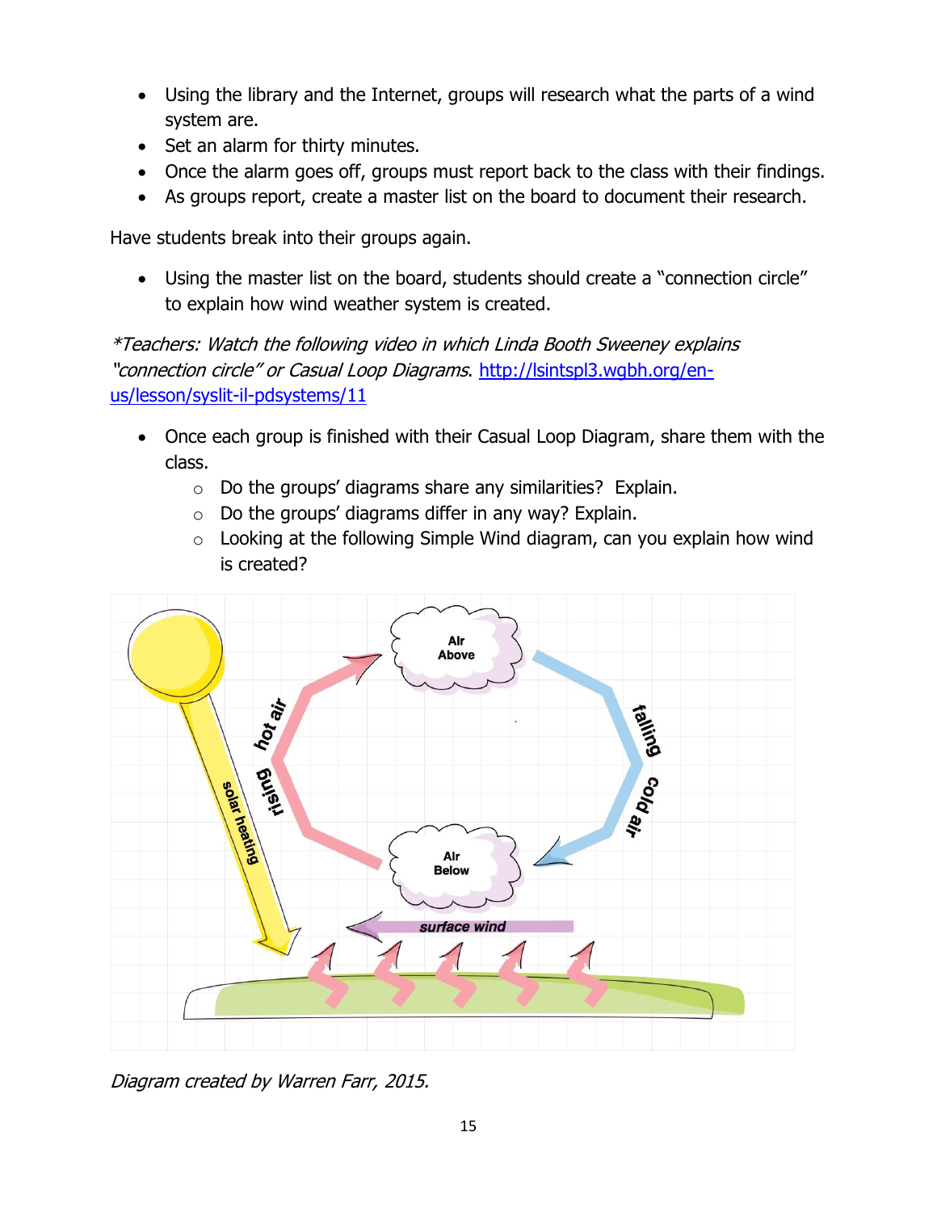- Using the library and the Internet, groups will research what the parts of a wind system are.
- Set an alarm for thirty minutes.
- Once the alarm goes off, groups must report back to the class with their findings.
- As groups report, create a master list on the board to document their research.

Have students break into their groups again.

- Using the master list on the board, students should create a "connection circle" to explain how wind weather system is created.

*\*Teachers: Watch the following video in which Linda Booth Sweeney explains "connection circle" or Casual Loop Diagrams.* [http://lsintspl3.wgbh.org/en-us/lesson/syslit-il-pdsystems/11](http://lsintspl3.wgbh.org/en-us/lesson/syslit-il-pdsystems/11)

- Once each group is finished with their Casual Loop Diagram, share them with the class.
  - Do the groups' diagrams share any similarities? Explain.
  - Do the groups' diagrams differ in any way? Explain.
  - Looking at the following Simple Wind diagram, can you explain how wind is created?

*Diagram created by Warren Farr, 2015.*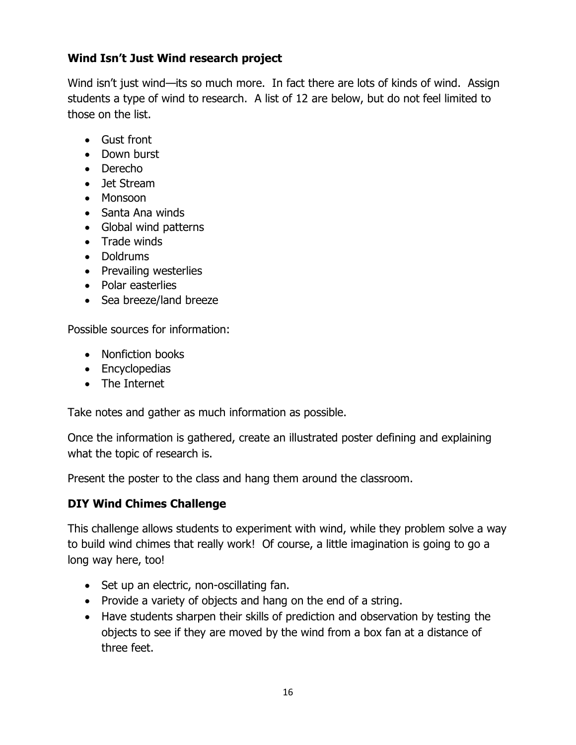### Wind Isn't Just Wind research project

Wind isn't just wind—its so much more. In fact there are lots of kinds of wind. Assign students a type of wind to research. A list of 12 are below, but do not feel limited to those on the list.

- Gust front
- Down burst
- Derecho
- Jet Stream
- Monsoon
- Santa Ana winds
- Global wind patterns
- Trade winds
- Doldrums
- Prevailing westerlies
- Polar easterlies
- Sea breeze/land breeze

Possible sources for information:

- Nonfiction books
- Encyclopedias
- The Internet

Take notes and gather as much information as possible.

Once the information is gathered, create an illustrated poster defining and explaining what the topic of research is.

Present the poster to the class and hang them around the classroom.

### DIY Wind Chimes Challenge

This challenge allows students to experiment with wind, while they problem solve a way to build wind chimes that really work! Of course, a little imagination is going to go a long way here, too!

- Set up an electric, non-oscillating fan.
- Provide a variety of objects and hang on the end of a string.
- Have students sharpen their skills of prediction and observation by testing the objects to see if they are moved by the wind from a box fan at a distance of three feet.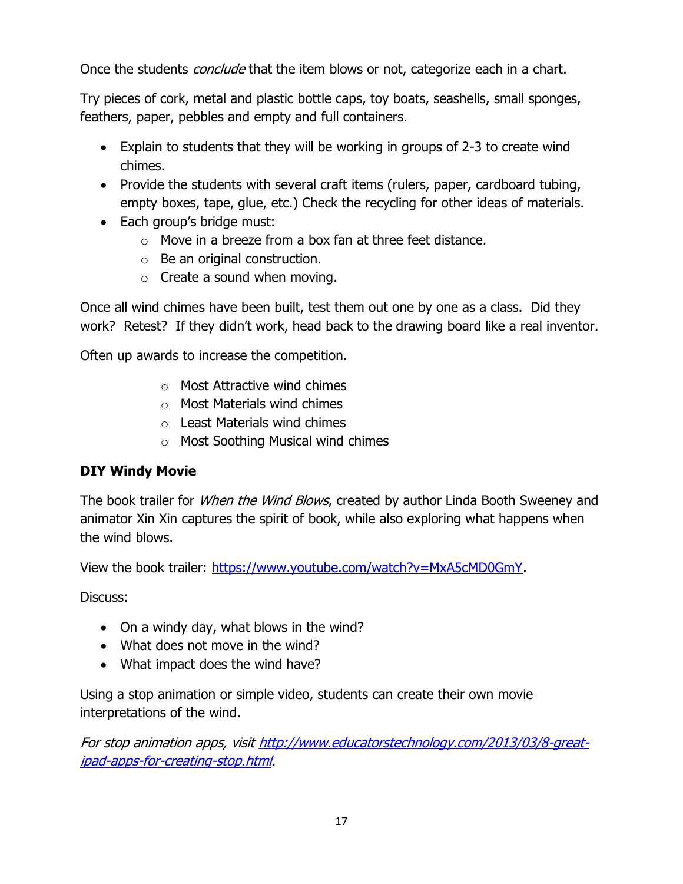Once the students *conclude* that the item blows or not, categorize each in a chart.

Try pieces of cork, metal and plastic bottle caps, toy boats, seashells, small sponges, feathers, paper, pebbles and empty and full containers.

- Explain to students that they will be working in groups of 2-3 to create wind chimes.
- Provide the students with several craft items (rulers, paper, cardboard tubing, empty boxes, tape, glue, etc.) Check the recycling for other ideas of materials.
- Each group's bridge must:
    - Move in a breeze from a box fan at three feet distance.
    - Be an original construction.
    - Create a sound when moving.

Once all wind chimes have been built, test them out one by one as a class. Did they work? Retest? If they didn't work, head back to the drawing board like a real inventor.

Often up awards to increase the competition.

- Most Attractive wind chimes
- Most Materials wind chimes
- Least Materials wind chimes
- Most Soothing Musical wind chimes

**DIY Windy Movie**

The book trailer for *When the Wind Blows*, created by author Linda Booth Sweeney and animator Xin Xin captures the spirit of book, while also exploring what happens when the wind blows.

View the book trailer: [https://www.youtube.com/watch?v=MxA5cMD0GmY](https://www.youtube.com/watch?v=MxA5cMD0GmY).

Discuss:

- On a windy day, what blows in the wind?
- What does not move in the wind?
- What impact does the wind have?

Using a stop animation or simple video, students can create their own movie interpretations of the wind.

*For stop animation apps, visit [http://www.educatorstechnology.com/2013/03/8-great-ipad-apps-for-creating-stop.html](http://www.educatorstechnology.com/2013/03/8-great-ipad-apps-for-creating-stop.html).*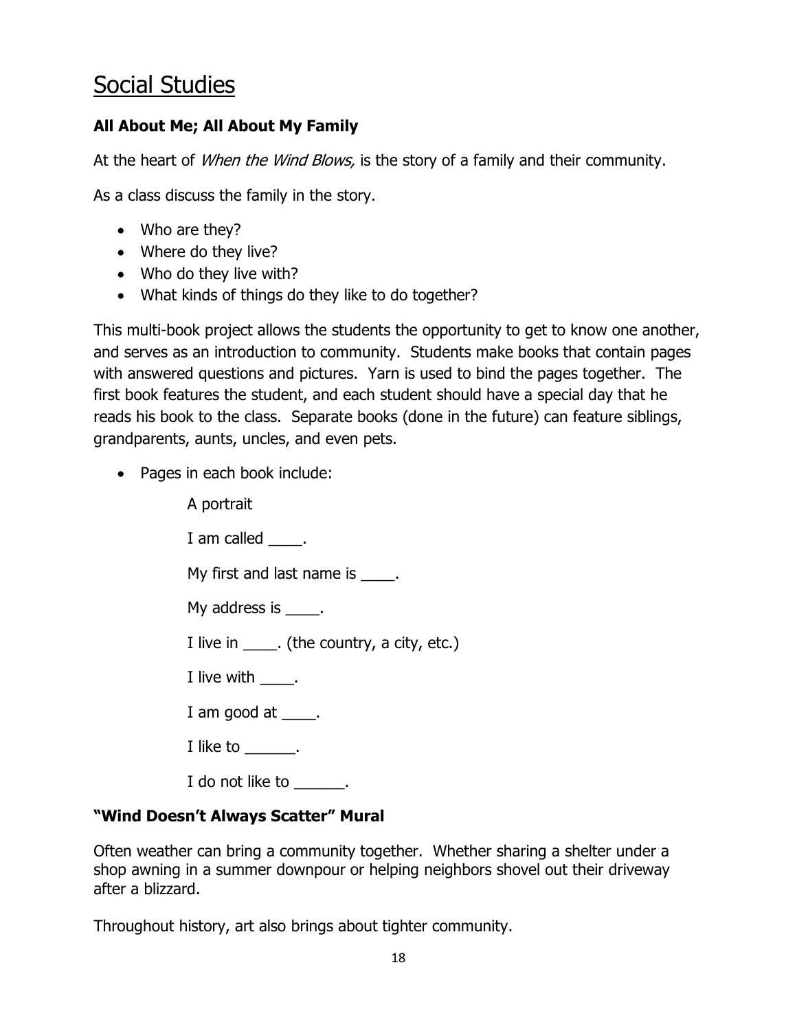# Social Studies

**All About Me; All About My Family**

At the heart of *When the Wind Blows,* is the story of a family and their community.

As a class discuss the family in the story.

- Who are they?
- Where do they live?
- Who do they live with?
- What kinds of things do they like to do together?

This multi-book project allows the students the opportunity to get to know one another, and serves as an introduction to community. Students make books that contain pages with answered questions and pictures. Yarn is used to bind the pages together. The first book features the student, and each student should have a special day that he reads his book to the class. Separate books (done in the future) can feature siblings, grandparents, aunts, uncles, and even pets.

- Pages in each book include:

  A portrait

  I am called ____.

  My first and last name is ____.

  My address is ____.

  I live in ____. (the country, a city, etc.)

  I live with ____.

  I am good at ____.

  I like to ______.

  I do not like to ______.

**"Wind Doesn't Always Scatter" Mural**

Often weather can bring a community together. Whether sharing a shelter under a shop awning in a summer downpour or helping neighbors shovel out their driveway after a blizzard.

Throughout history, art also brings about tighter community.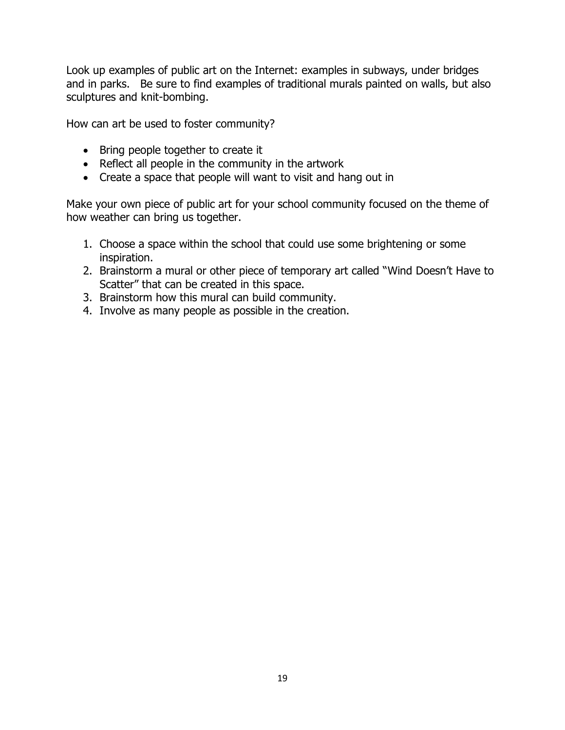Look up examples of public art on the Internet: examples in subways, under bridges and in parks. Be sure to find examples of traditional murals painted on walls, but also sculptures and knit-bombing.

How can art be used to foster community?

- Bring people together to create it
- Reflect all people in the community in the artwork
- Create a space that people will want to visit and hang out in

Make your own piece of public art for your school community focused on the theme of how weather can bring us together.

1. Choose a space within the school that could use some brightening or some inspiration.
2. Brainstorm a mural or other piece of temporary art called "Wind Doesn't Have to Scatter" that can be created in this space.
3. Brainstorm how this mural can build community.
4. Involve as many people as possible in the creation.